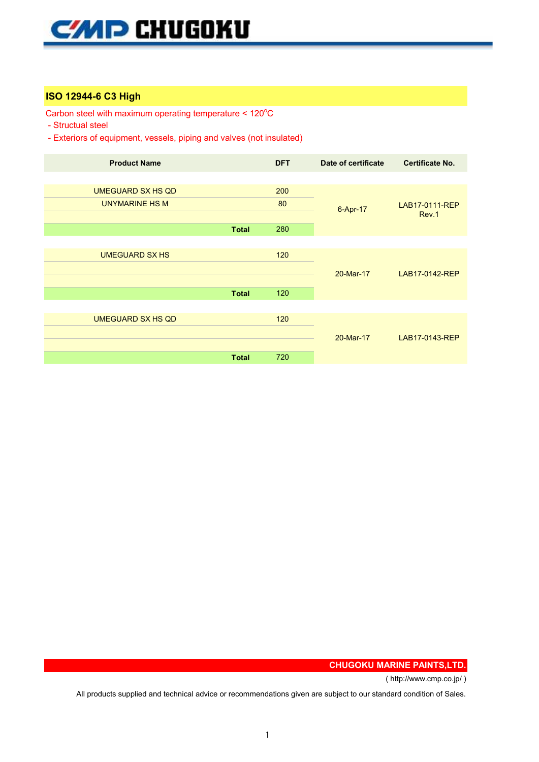## ISO 12944-6 C3 High

Carbon steel with maximum operating temperature < 120$^{o}$C
- Structual steel
- Exteriors of equipment, vessels, piping and valves (not insulated)

| Product Name | DFT | Date of certificate | Certificate No. |
|---|---|---|---|
| UMEGUARD SX HS QD | 200 | 6-Apr-17 | LAB17-0111-REP Rev.1 |
| UNYMARINE HS M | 80 | | |
| | | | |
| **Total** | 280 | | |
| UMEGUARD SX HS | 120 | 20-Mar-17 | LAB17-0142-REP |
| | | | |
| | | | |
| **Total** | 120 | | |
| UMEGUARD SX HS QD | 120 | 20-Mar-17 | LAB17-0143-REP |
| | | | |
| | | | |
| **Total** | 720 | | |

**CHUGOKU MARINE PAINTS,LTD.**
( http://www.cmp.co.jp/ )

All products supplied and technical advice or recommendations given are subject to our standard condition of Sales.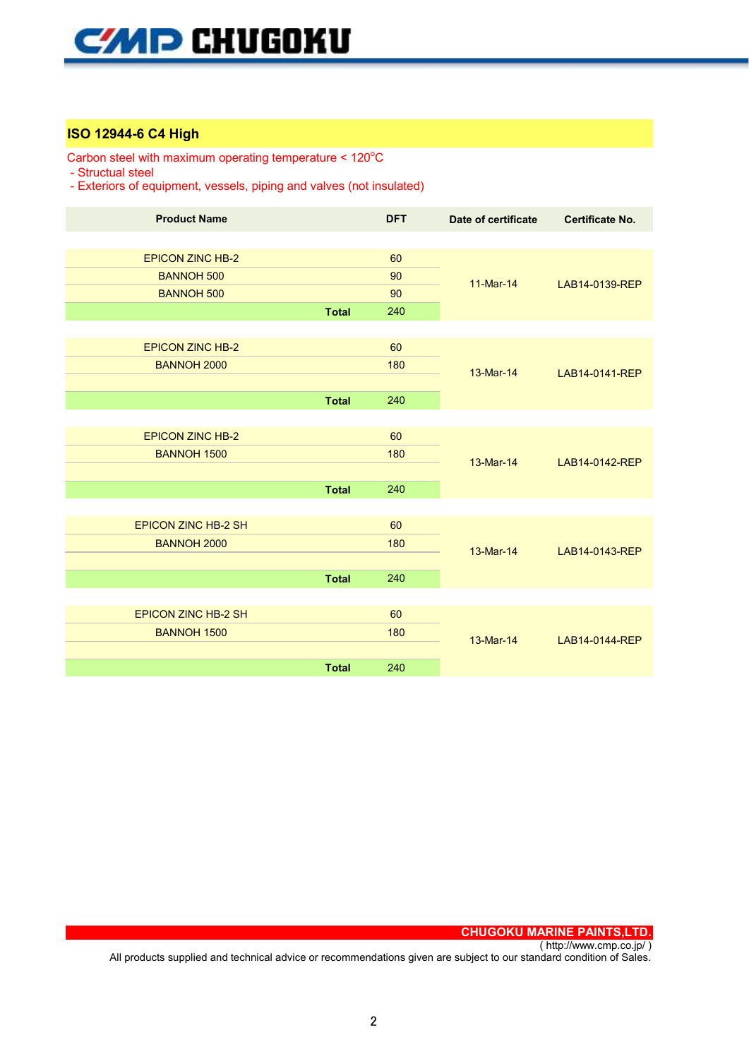## ISO 12944-6 C4 High

Carbon steel with maximum operating temperature < 120°C
- Structual steel
- Exteriors of equipment, vessels, piping and valves (not insulated)

| Product Name | DFT | Date of certificate | Certificate No. |
|---|---|---|---|
| EPICON ZINC HB-2 | 60 | 11-Mar-14 | LAB14-0139-REP |
| BANNOH 500 | 90 | | |
| BANNOH 500 | 90 | | |
| **Total** | 240 | | |
| EPICON ZINC HB-2 | 60 | 13-Mar-14 | LAB14-0141-REP |
| BANNOH 2000 | 180 | | |
| | | | |
| **Total** | 240 | | |
| EPICON ZINC HB-2 | 60 | 13-Mar-14 | LAB14-0142-REP |
| BANNOH 1500 | 180 | | |
| | | | |
| **Total** | 240 | | |
| EPICON ZINC HB-2 SH | 60 | 13-Mar-14 | LAB14-0143-REP |
| BANNOH 2000 | 180 | | |
| | | | |
| **Total** | 240 | | |
| EPICON ZINC HB-2 SH | 60 | 13-Mar-14 | LAB14-0144-REP |
| BANNOH 1500 | 180 | | |
| | | | |
| **Total** | 240 | | |

**CHUGOKU MARINE PAINTS,LTD.**
( http://www.cmp.co.jp/ )
All products supplied and technical advice or recommendations given are subject to our standard condition of Sales.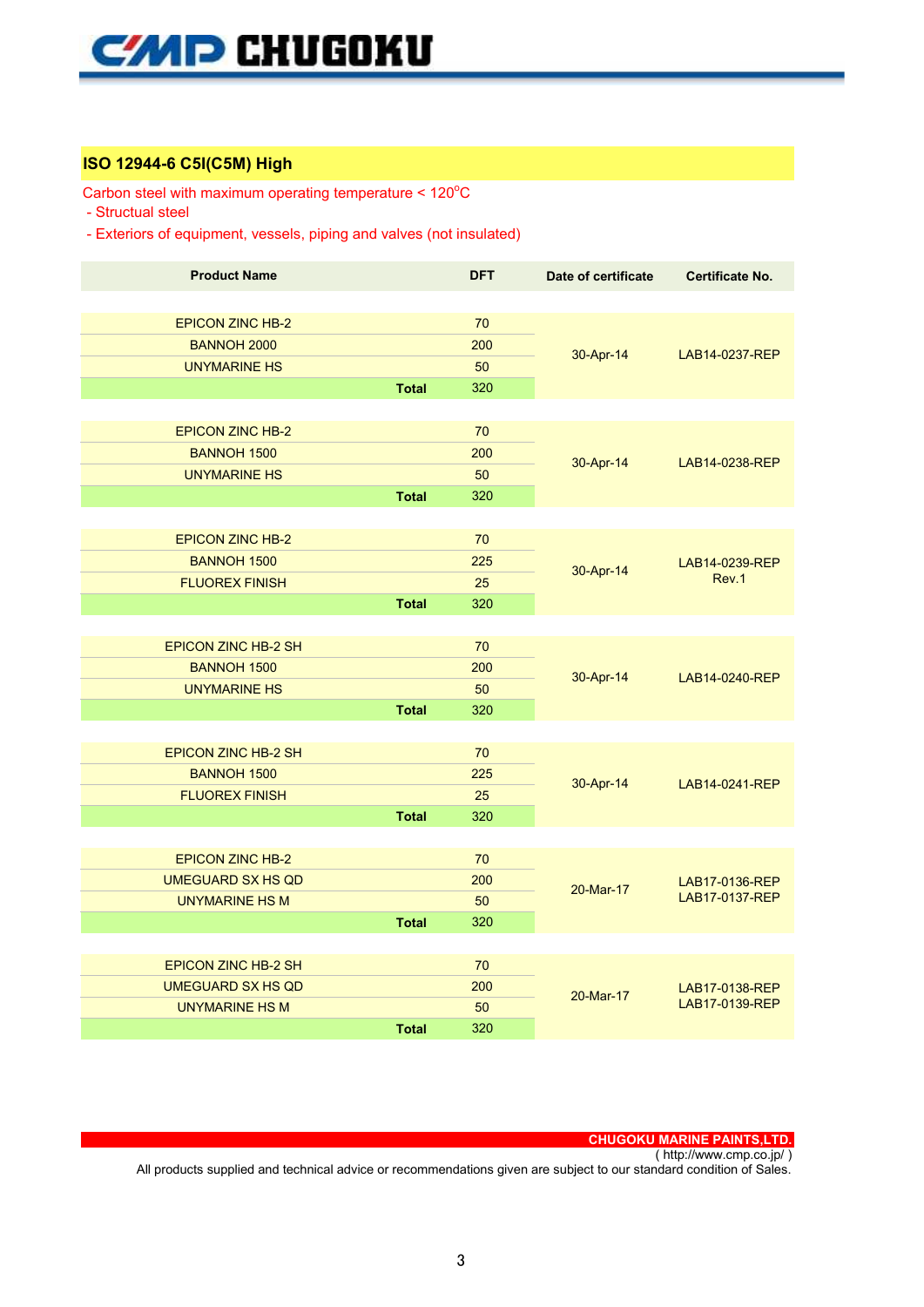## ISO 12944-6 C5I(C5M) High

Carbon steel with maximum operating temperature < 120°C
- Structual steel
- Exteriors of equipment, vessels, piping and valves (not insulated)

| Product Name | DFT | Date of certificate | Certificate No. |
|---|---|---|---|
| EPICON ZINC HB-2 | 70 | 30-Apr-14 | LAB14-0237-REP |
| BANNOH 2000 | 200 | | |
| UNYMARINE HS | 50 | | |
| Total | 320 | | |
| EPICON ZINC HB-2 | 70 | 30-Apr-14 | LAB14-0238-REP |
| BANNOH 1500 | 200 | | |
| UNYMARINE HS | 50 | | |
| Total | 320 | | |
| EPICON ZINC HB-2 | 70 | 30-Apr-14 | LAB14-0239-REP Rev.1 |
| BANNOH 1500 | 225 | | |
| FLUOREX FINISH | 25 | | |
| Total | 320 | | |
| EPICON ZINC HB-2 SH | 70 | 30-Apr-14 | LAB14-0240-REP |
| BANNOH 1500 | 200 | | |
| UNYMARINE HS | 50 | | |
| Total | 320 | | |
| EPICON ZINC HB-2 SH | 70 | 30-Apr-14 | LAB14-0241-REP |
| BANNOH 1500 | 225 | | |
| FLUOREX FINISH | 25 | | |
| Total | 320 | | |
| EPICON ZINC HB-2 | 70 | 20-Mar-17 | LAB17-0136-REP LAB17-0137-REP |
| UMEGUARD SX HS QD | 200 | | |
| UNYMARINE HS M | 50 | | |
| Total | 320 | | |
| EPICON ZINC HB-2 SH | 70 | 20-Mar-17 | LAB17-0138-REP LAB17-0139-REP |
| UMEGUARD SX HS QD | 200 | | |
| UNYMARINE HS M | 50 | | |
| Total | 320 | | |

**CHUGOKU MARINE PAINTS,LTD.**
( http://www.cmp.co.jp/ )
All products supplied and technical advice or recommendations given are subject to our standard condition of Sales.